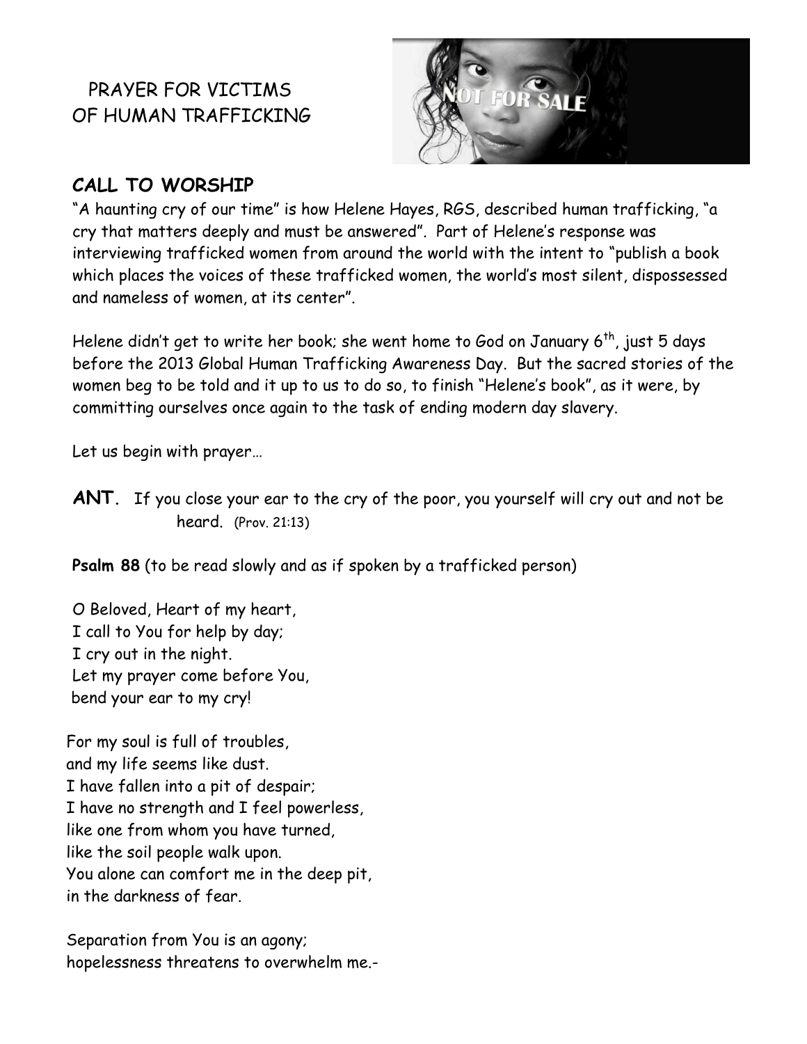# PRAYER FOR VICTIMS OF HUMAN TRAFFICKING

## CALL TO WORSHIP

"A haunting cry of our time" is how Helene Hayes, RGS, described human trafficking, "a cry that matters deeply and must be answered". Part of Helene's response was interviewing trafficked women from around the world with the intent to "publish a book which places the voices of these trafficked women, the world's most silent, dispossessed and nameless of women, at its center".

Helene didn't get to write her book; she went home to God on January 6th, just 5 days before the 2013 Global Human Trafficking Awareness Day. But the sacred stories of the women beg to be told and it up to us to do so, to finish "Helene's book", as it were, by committing ourselves once again to the task of ending modern day slavery.

Let us begin with prayer…

**ANT.** If you close your ear to the cry of the poor, you yourself will cry out and not be heard. (Prov. 21:13)

**Psalm 88** (to be read slowly and as if spoken by a trafficked person)

O Beloved, Heart of my heart,
I call to You for help by day;
I cry out in the night.
Let my prayer come before You,
bend your ear to my cry!

For my soul is full of troubles,
and my life seems like dust.
I have fallen into a pit of despair;
I have no strength and I feel powerless,
like one from whom you have turned,
like the soil people walk upon.
You alone can comfort me in the deep pit,
in the darkness of fear.

Separation from You is an agony;
hopelessness threatens to overwhelm me.-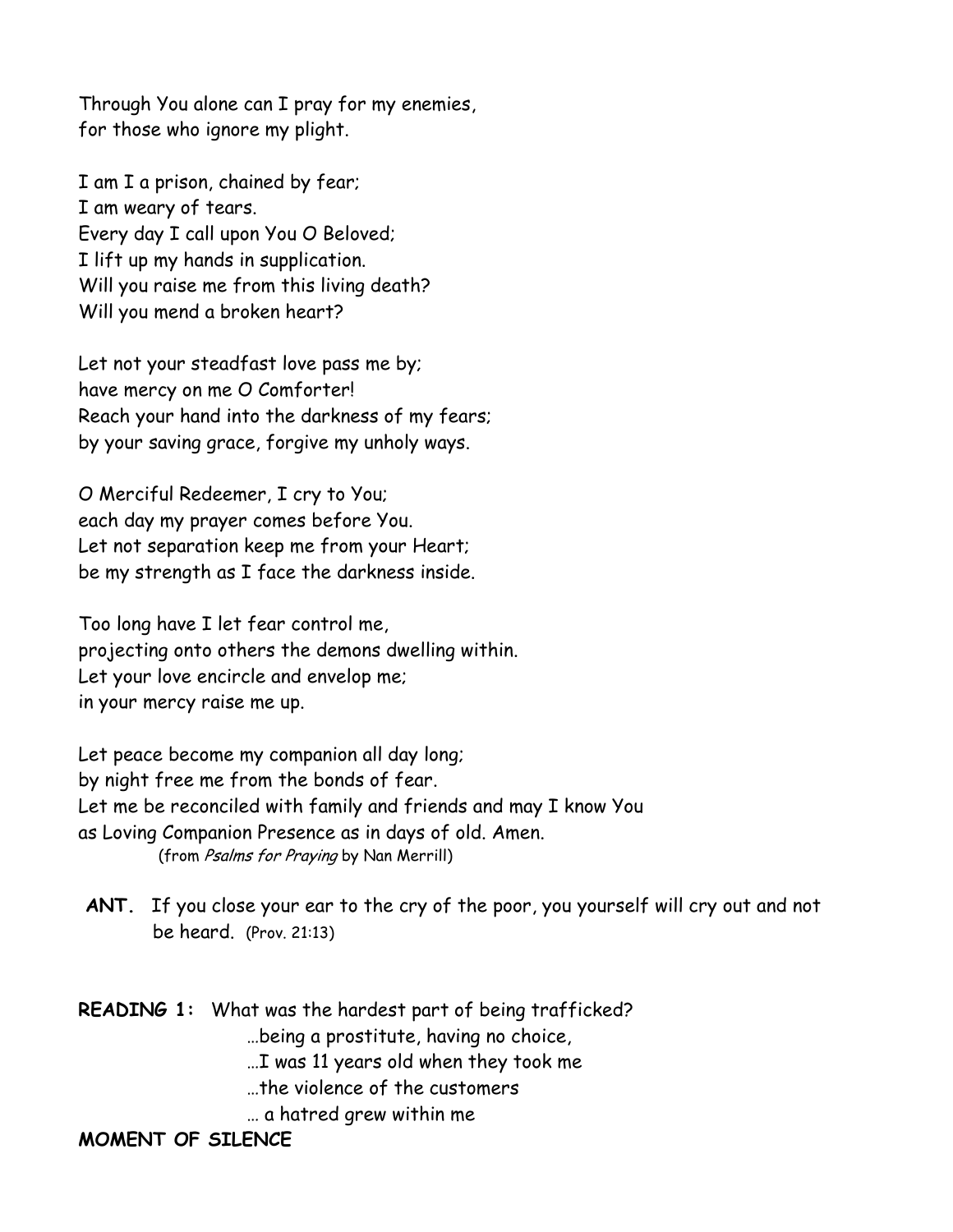Through You alone can I pray for my enemies,
for those who ignore my plight.

I am I a prison, chained by fear;
I am weary of tears.
Every day I call upon You O Beloved;
I lift up my hands in supplication.
Will you raise me from this living death?
Will you mend a broken heart?

Let not your steadfast love pass me by;
have mercy on me O Comforter!
Reach your hand into the darkness of my fears;
by your saving grace, forgive my unholy ways.

O Merciful Redeemer, I cry to You;
each day my prayer comes before You.
Let not separation keep me from your Heart;
be my strength as I face the darkness inside.

Too long have I let fear control me,
projecting onto others the demons dwelling within.
Let your love encircle and envelop me;
in your mercy raise me up.

Let peace become my companion all day long;
by night free me from the bonds of fear.
Let me be reconciled with family and friends and may I know You
as Loving Companion Presence as in days of old. Amen.
(from *Psalms for Praying* by Nan Merrill)

**ANT.** If you close your ear to the cry of the poor, you yourself will cry out and not be heard. (Prov. 21:13)

**READING 1:** What was the hardest part of being trafficked?
…being a prostitute, having no choice,
…I was 11 years old when they took me
…the violence of the customers
… a hatred grew within me

**MOMENT OF SILENCE**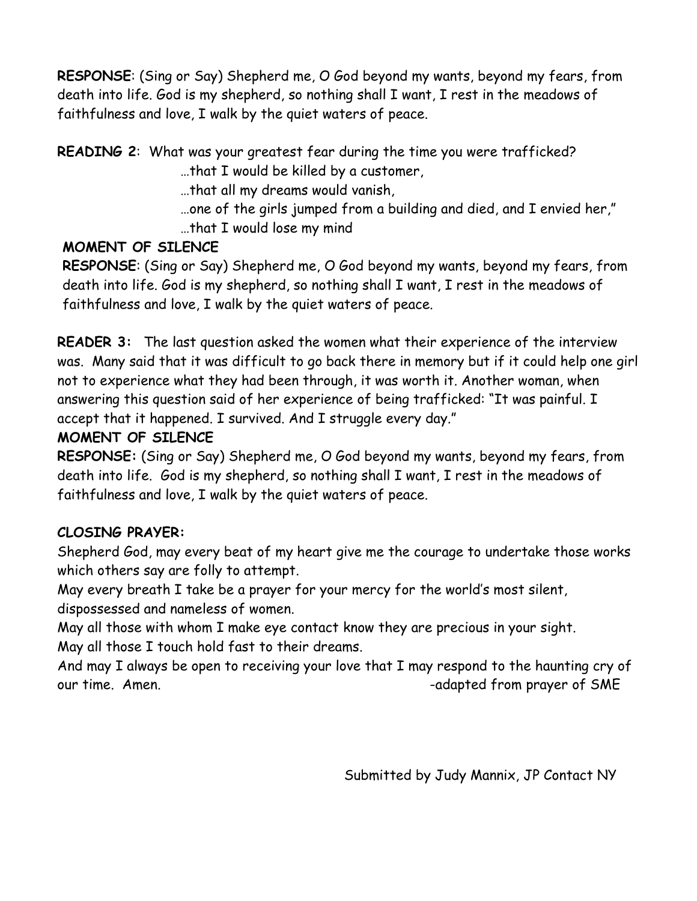**RESPONSE**: (Sing or Say) Shepherd me, O God beyond my wants, beyond my fears, from death into life. God is my shepherd, so nothing shall I want, I rest in the meadows of faithfulness and love, I walk by the quiet waters of peace.

**READING 2**: What was your greatest fear during the time you were trafficked?

…that I would be killed by a customer,

…that all my dreams would vanish,

…one of the girls jumped from a building and died, and I envied her,"

…that I would lose my mind

**MOMENT OF SILENCE**

**RESPONSE**: (Sing or Say) Shepherd me, O God beyond my wants, beyond my fears, from death into life. God is my shepherd, so nothing shall I want, I rest in the meadows of faithfulness and love, I walk by the quiet waters of peace.

**READER 3:** The last question asked the women what their experience of the interview was. Many said that it was difficult to go back there in memory but if it could help one girl not to experience what they had been through, it was worth it. Another woman, when answering this question said of her experience of being trafficked: "It was painful. I accept that it happened. I survived. And I struggle every day."

**MOMENT OF SILENCE**

**RESPONSE:** (Sing or Say) Shepherd me, O God beyond my wants, beyond my fears, from death into life. God is my shepherd, so nothing shall I want, I rest in the meadows of faithfulness and love, I walk by the quiet waters of peace.

**CLOSING PRAYER:**

Shepherd God, may every beat of my heart give me the courage to undertake those works which others say are folly to attempt.

May every breath I take be a prayer for your mercy for the world's most silent, dispossessed and nameless of women.

May all those with whom I make eye contact know they are precious in your sight.

May all those I touch hold fast to their dreams.

And may I always be open to receiving your love that I may respond to the haunting cry of our time. Amen. -adapted from prayer of SME

Submitted by Judy Mannix, JP Contact NY